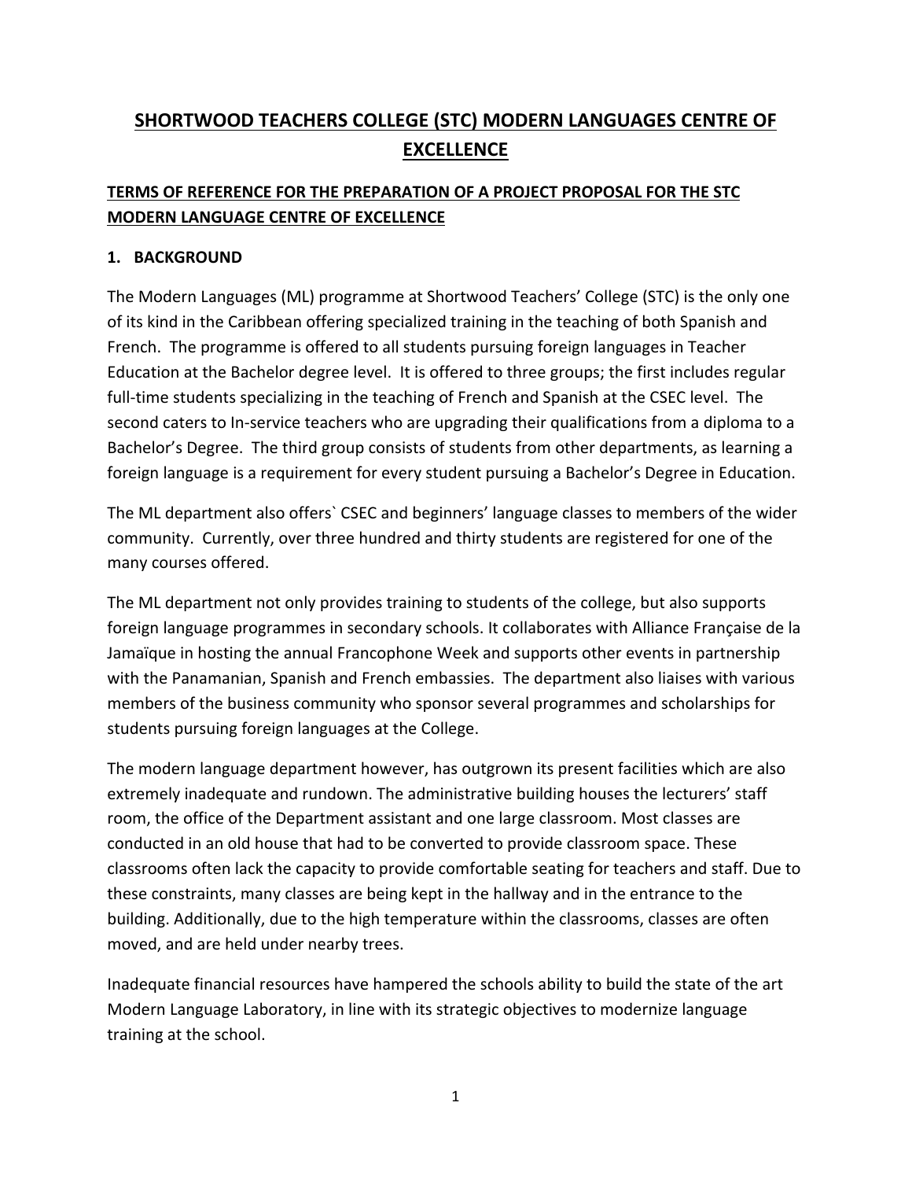# SHORTWOOD TEACHERS COLLEGE (STC) MODERN LANGUAGES CENTRE OF EXCELLENCE

## TERMS OF REFERENCE FOR THE PREPARATION OF A PROJECT PROPOSAL FOR THE STC MODERN LANGUAGE CENTRE OF EXCELLENCE

### 1. BACKGROUND

The Modern Languages (ML) programme at Shortwood Teachers' College (STC) is the only one of its kind in the Caribbean offering specialized training in the teaching of both Spanish and French. The programme is offered to all students pursuing foreign languages in Teacher Education at the Bachelor degree level. It is offered to three groups; the first includes regular full-time students specializing in the teaching of French and Spanish at the CSEC level. The second caters to In-service teachers who are upgrading their qualifications from a diploma to a Bachelor's Degree. The third group consists of students from other departments, as learning a foreign language is a requirement for every student pursuing a Bachelor's Degree in Education.

The ML department also offers` CSEC and beginners' language classes to members of the wider community. Currently, over three hundred and thirty students are registered for one of the many courses offered.

The ML department not only provides training to students of the college, but also supports foreign language programmes in secondary schools. It collaborates with Alliance Française de la Jamaïque in hosting the annual Francophone Week and supports other events in partnership with the Panamanian, Spanish and French embassies. The department also liaises with various members of the business community who sponsor several programmes and scholarships for students pursuing foreign languages at the College.

The modern language department however, has outgrown its present facilities which are also extremely inadequate and rundown. The administrative building houses the lecturers' staff room, the office of the Department assistant and one large classroom. Most classes are conducted in an old house that had to be converted to provide classroom space. These classrooms often lack the capacity to provide comfortable seating for teachers and staff. Due to these constraints, many classes are being kept in the hallway and in the entrance to the building. Additionally, due to the high temperature within the classrooms, classes are often moved, and are held under nearby trees.

Inadequate financial resources have hampered the schools ability to build the state of the art Modern Language Laboratory, in line with its strategic objectives to modernize language training at the school.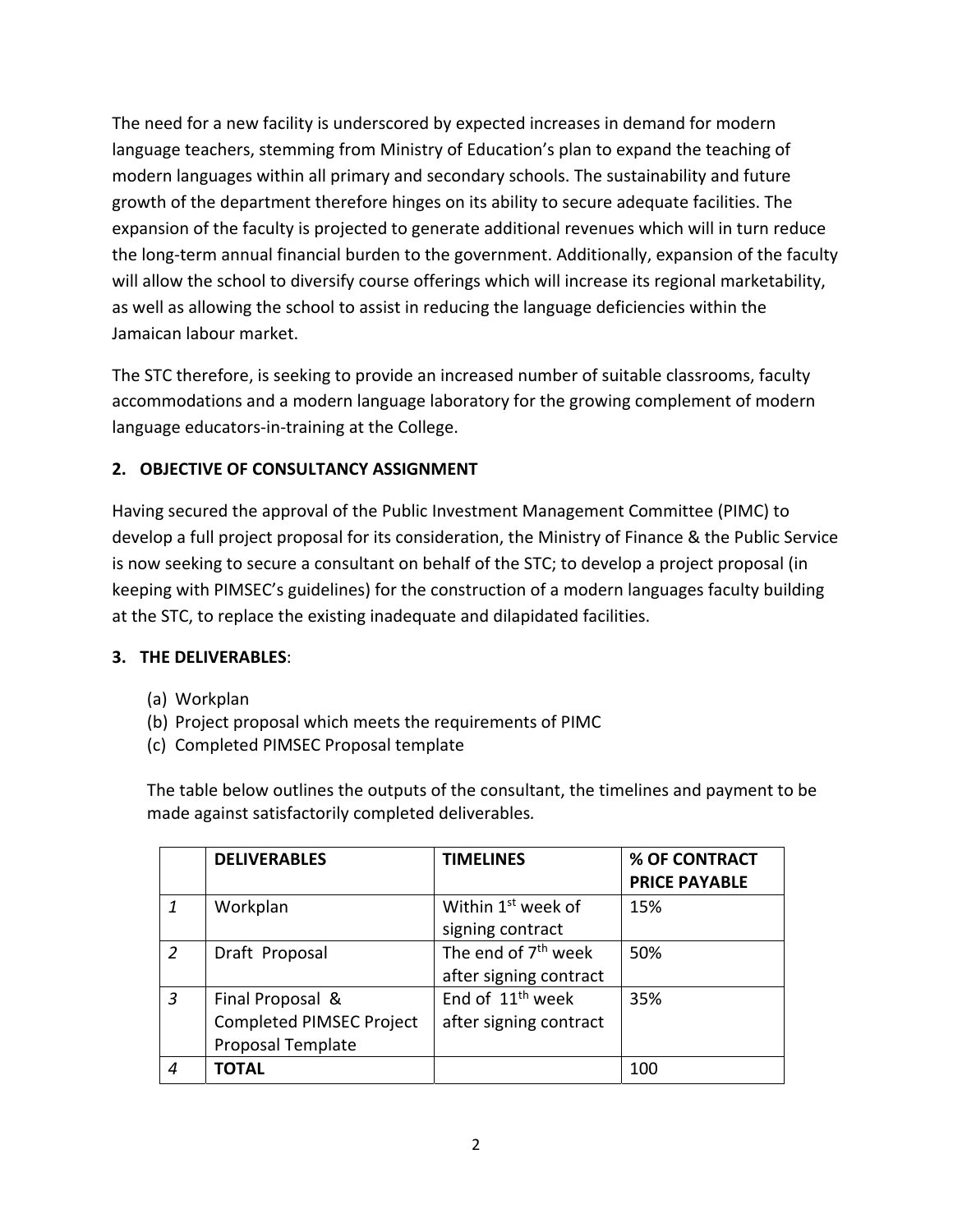The need for a new facility is underscored by expected increases in demand for modern language teachers, stemming from Ministry of Education's plan to expand the teaching of modern languages within all primary and secondary schools. The sustainability and future growth of the department therefore hinges on its ability to secure adequate facilities. The expansion of the faculty is projected to generate additional revenues which will in turn reduce the long-term annual financial burden to the government. Additionally, expansion of the faculty will allow the school to diversify course offerings which will increase its regional marketability, as well as allowing the school to assist in reducing the language deficiencies within the Jamaican labour market.

The STC therefore, is seeking to provide an increased number of suitable classrooms, faculty accommodations and a modern language laboratory for the growing complement of modern language educators-in-training at the College.

## 2. OBJECTIVE OF CONSULTANCY ASSIGNMENT

Having secured the approval of the Public Investment Management Committee (PIMC) to develop a full project proposal for its consideration, the Ministry of Finance & the Public Service is now seeking to secure a consultant on behalf of the STC; to develop a project proposal (in keeping with PIMSEC's guidelines) for the construction of a modern languages faculty building at the STC, to replace the existing inadequate and dilapidated facilities.

## 3. THE DELIVERABLES:

(a) Workplan
(b) Project proposal which meets the requirements of PIMC
(c) Completed PIMSEC Proposal template

The table below outlines the outputs of the consultant, the timelines and payment to be made against satisfactorily completed deliverables.

| | DELIVERABLES | TIMELINES | % OF CONTRACT PRICE PAYABLE |
|---|---|---|---|
| *1* | Workplan | Within 1st week of signing contract | 15% |
| *2* | Draft Proposal | The end of 7th week after signing contract | 50% |
| *3* | Final Proposal & Completed PIMSEC Project Proposal Template | End of 11th week after signing contract | 35% |
| *4* | **TOTAL** | | 100 |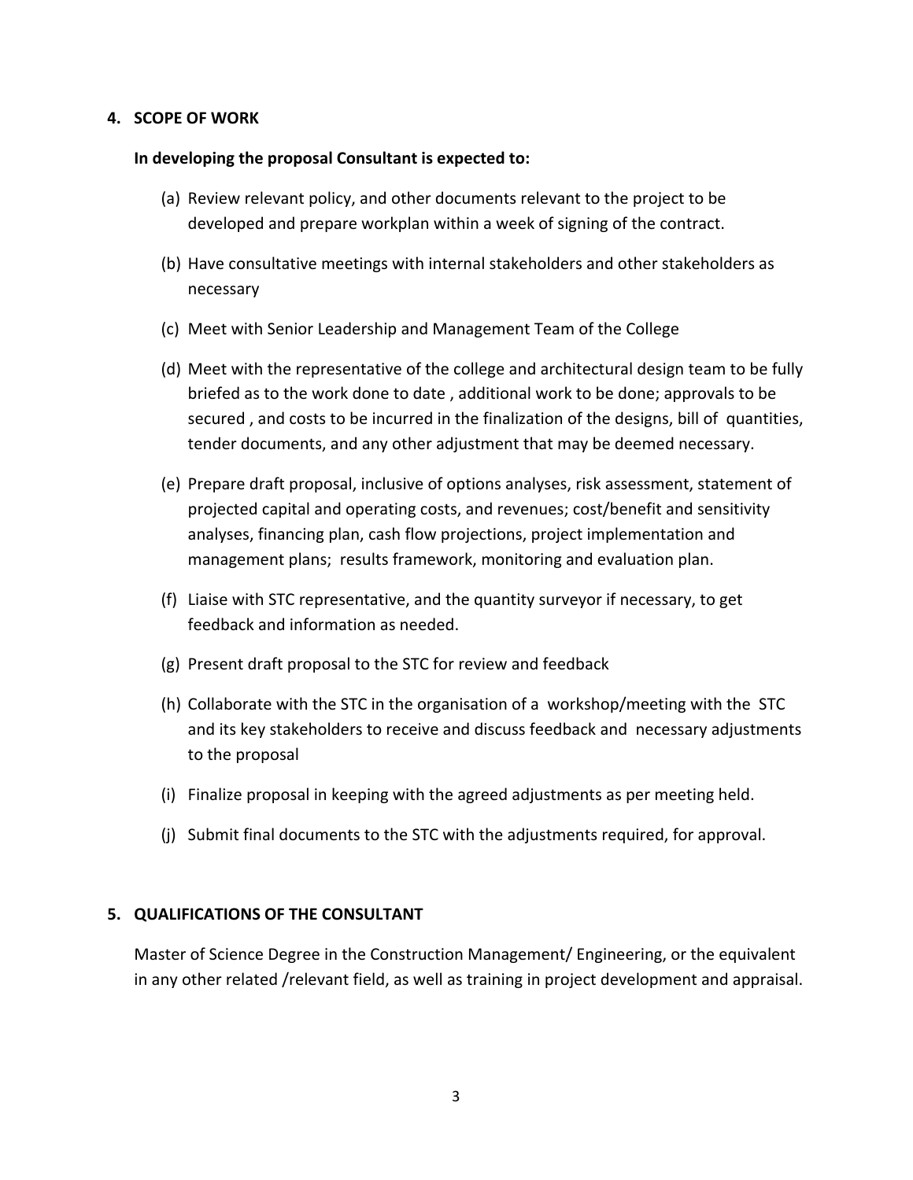## 4. SCOPE OF WORK

**In developing the proposal Consultant is expected to:**

(a) Review relevant policy, and other documents relevant to the project to be developed and prepare workplan within a week of signing of the contract.

(b) Have consultative meetings with internal stakeholders and other stakeholders as necessary

(c) Meet with Senior Leadership and Management Team of the College

(d) Meet with the representative of the college and architectural design team to be fully briefed as to the work done to date , additional work to be done; approvals to be secured , and costs to be incurred in the finalization of the designs, bill of quantities, tender documents, and any other adjustment that may be deemed necessary.

(e) Prepare draft proposal, inclusive of options analyses, risk assessment, statement of projected capital and operating costs, and revenues; cost/benefit and sensitivity analyses, financing plan, cash flow projections, project implementation and management plans; results framework, monitoring and evaluation plan.

(f) Liaise with STC representative, and the quantity surveyor if necessary, to get feedback and information as needed.

(g) Present draft proposal to the STC for review and feedback

(h) Collaborate with the STC in the organisation of a workshop/meeting with the STC and its key stakeholders to receive and discuss feedback and necessary adjustments to the proposal

(i) Finalize proposal in keeping with the agreed adjustments as per meeting held.

(j) Submit final documents to the STC with the adjustments required, for approval.

## 5. QUALIFICATIONS OF THE CONSULTANT

Master of Science Degree in the Construction Management/ Engineering, or the equivalent in any other related /relevant field, as well as training in project development and appraisal.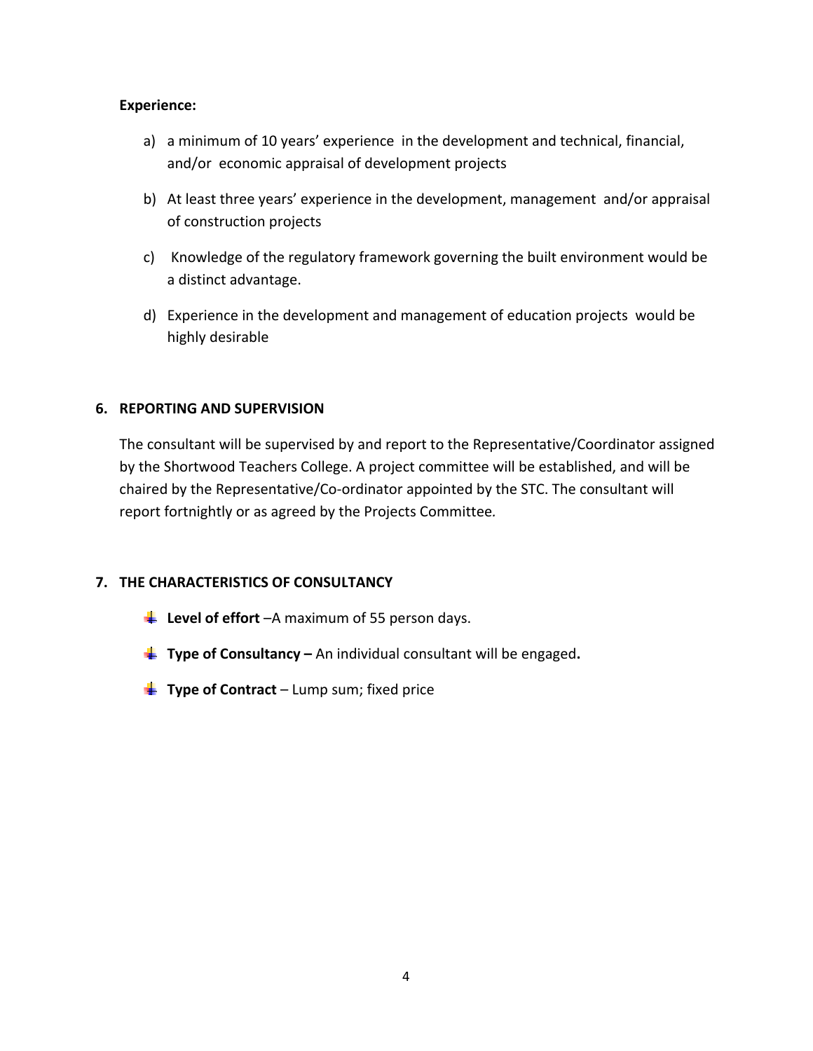**Experience:**

a) a minimum of 10 years' experience in the development and technical, financial, and/or economic appraisal of development projects

b) At least three years' experience in the development, management and/or appraisal of construction projects

c) Knowledge of the regulatory framework governing the built environment would be a distinct advantage.

d) Experience in the development and management of education projects would be highly desirable

## 6. REPORTING AND SUPERVISION

The consultant will be supervised by and report to the Representative/Coordinator assigned by the Shortwood Teachers College. A project committee will be established, and will be chaired by the Representative/Co-ordinator appointed by the STC. The consultant will report fortnightly or as agreed by the Projects Committee.

## 7. THE CHARACTERISTICS OF CONSULTANCY

- **Level of effort** –A maximum of 55 person days.
- **Type of Consultancy –** An individual consultant will be engaged**.**
- **Type of Contract** – Lump sum; fixed price